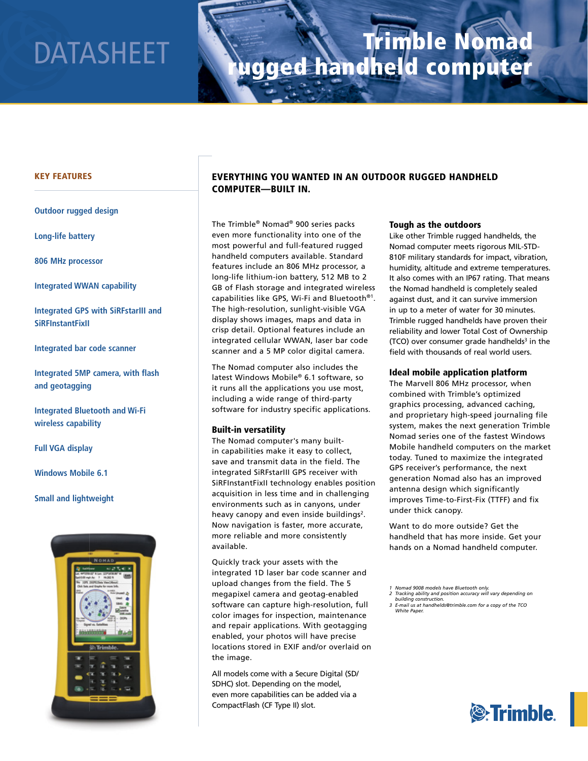DATASHEET

# Trimble Nomad rugged handheld computer

## KEY FEATURES

- Outdoor rugged design
- Long-life battery
- 806 MHz processor
- Integrated WWAN capability
- Integrated GPS with SiRFstarIII and SiRFInstantFixII
- Integrated bar code scanner
- Integrated 5MP camera, with flash and geotagging
- Integrated Bluetooth and Wi-Fi wireless capability
- Full VGA display
- Windows Mobile 6.1
- Small and lightweight

## EVERYTHING YOU WANTED IN AN OUTDOOR RUGGED HANDHELD COMPUTER—BUILT IN.

The Trimble® Nomad® 900 series packs even more functionality into one of the most powerful and full-featured rugged handheld computers available. Standard features include an 806 MHz processor, a long-life lithium-ion battery, 512 MB to 2 GB of Flash storage and integrated wireless capabilities like GPS, Wi-Fi and Bluetooth®[1]. The high-resolution, sunlight-visible VGA display shows images, maps and data in crisp detail. Optional features include an integrated cellular WWAN, laser bar code scanner and a 5 MP color digital camera.

The Nomad computer also includes the latest Windows Mobile® 6.1 software, so it runs all the applications you use most, including a wide range of third-party software for industry specific applications.

### Built-in versatility

The Nomad computer's many built-in capabilities make it easy to collect, save and transmit data in the field. The integrated SiRFstarIII GPS receiver with SiRFInstantFixII technology enables position acquisition in less time and in challenging environments such as in canyons, under heavy canopy and even inside buildings[2]. Now navigation is faster, more accurate, more reliable and more consistently available.

Quickly track your assets with the integrated 1D laser bar code scanner and upload changes from the field. The 5 megapixel camera and geotag-enabled software can capture high-resolution, full color images for inspection, maintenance and repair applications. With geotagging enabled, your photos will have precise locations stored in EXIF and/or overlaid on the image.

All models come with a Secure Digital (SD/SDHC) slot. Depending on the model, even more capabilities can be added via a CompactFlash (CF Type II) slot.

### Tough as the outdoors

Like other Trimble rugged handhelds, the Nomad computer meets rigorous MIL-STD-810F military standards for impact, vibration, humidity, altitude and extreme temperatures. It also comes with an IP67 rating. That means the Nomad handheld is completely sealed against dust, and it can survive immersion in up to a meter of water for 30 minutes. Trimble rugged handhelds have proven their reliability and lower Total Cost of Ownership (TCO) over consumer grade handhelds[3] in the field with thousands of real world users.

### Ideal mobile application platform

The Marvell 806 MHz processor, when combined with Trimble's optimized graphics processing, advanced caching, and proprietary high-speed journaling file system, makes the next generation Trimble Nomad series one of the fastest Windows Mobile handheld computers on the market today. Tuned to maximize the integrated GPS receiver's performance, the next generation Nomad also has an improved antenna design which significantly improves Time-to-First-Fix (TTFF) and fix under thick canopy.

Want to do more outside? Get the handheld that has more inside. Get your hands on a Nomad handheld computer.

*1 Nomad 900B models have Bluetooth only.*
*2 Tracking ability and position accuracy will vary depending on building construction.*
*3 E-mail us at handhelds@trimble.com for a copy of the TCO White Paper.*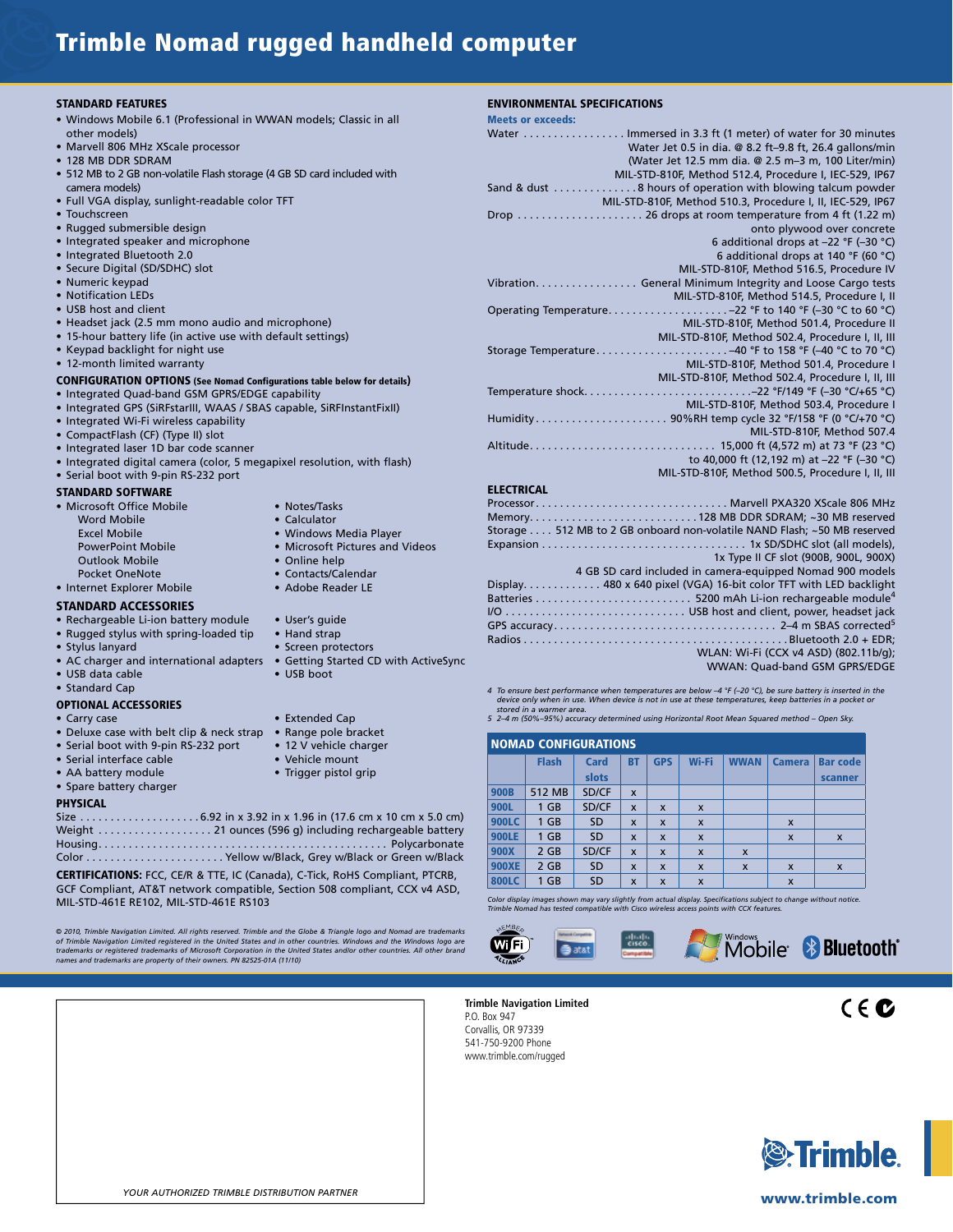# Trimble Nomad rugged handheld computer

## STANDARD FEATURES

- Windows Mobile 6.1 (Professional in WWAN models; Classic in all other models)
- Marvell 806 MHz XScale processor
- 128 MB DDR SDRAM
- 512 MB to 2 GB non-volatile Flash storage (4 GB SD card included with camera models)
- Full VGA display, sunlight-readable color TFT
- Touchscreen
- Rugged submersible design
- Integrated speaker and microphone
- Integrated Bluetooth 2.0
- Secure Digital (SD/SDHC) slot
- Numeric keypad
- Notification LEDs
- USB host and client
- Headset jack (2.5 mm mono audio and microphone)
- 15-hour battery life (in active use with default settings)
- Keypad backlight for night use
- 12-month limited warranty

## CONFIGURATION OPTIONS (See Nomad Configurations table below for details)

- Integrated Quad-band GSM GPRS/EDGE capability
- Integrated GPS (SiRFstarIII, WAAS / SBAS capable, SiRFInstantFixII)
- Integrated Wi-Fi wireless capability
- CompactFlash (CF) (Type II) slot
- Integrated laser 1D bar code scanner
- Integrated digital camera (color, 5 megapixel resolution, with flash)
- Serial boot with 9-pin RS-232 port

## STANDARD SOFTWARE

- Microsoft Office Mobile
  - Word Mobile
  - Excel Mobile
  - PowerPoint Mobile
  - Outlook Mobile
  - Pocket OneNote
- Internet Explorer Mobile
- Notes/Tasks
- Calculator
- Windows Media Player
- Microsoft Pictures and Videos
- Online help
- Contacts/Calendar
- Adobe Reader LE

## STANDARD ACCESSORIES

- Rechargeable Li-ion battery module
- Rugged stylus with spring-loaded tip
- Stylus lanyard
- AC charger and international adapters
- USB data cable
- Standard Cap
- User's guide
- Hand strap
- Screen protectors
- Getting Started CD with ActiveSync
- USB boot

## OPTIONAL ACCESSORIES

- Carry case
- Deluxe case with belt clip & neck strap
- Serial boot with 9-pin RS-232 port
- Serial interface cable
- AA battery module
- Spare battery charger
- Extended Cap
- Range pole bracket
- 12 V vehicle charger
- Vehicle mount
- Trigger pistol grip

## PHYSICAL

Size . . . . . . . . . . 6.92 in x 3.92 in x 1.96 in (17.6 cm x 10 cm x 5.0 cm)
Weight . . . . . . . . . . 21 ounces (596 g) including rechargeable battery
Housing . . . . . . . . . . Polycarbonate
Color . . . . . . . . . . Yellow w/Black, Grey w/Black or Green w/Black

**CERTIFICATIONS:** FCC, CE/R & TTE, IC (Canada), C-Tick, RoHS Compliant, PTCRB, GCF Compliant, AT&T network compatible, Section 508 compliant, CCX v4 ASD, MIL-STD-461E RE102, MIL-STD-461E RS103

## ENVIRONMENTAL SPECIFICATIONS

**Meets or exceeds:**

Water . . . . . . . . . . Immersed in 3.3 ft (1 meter) of water for 30 minutes
Water Jet 0.5 in dia. @ 8.2 ft–9.8 ft, 26.4 gallons/min
(Water Jet 12.5 mm dia. @ 2.5 m–3 m, 100 Liter/min)
MIL-STD-810F, Method 512.4, Procedure I, IEC-529, IP67

Sand & dust . . . . . . . . . . 8 hours of operation with blowing talcum powder
MIL-STD-810F, Method 510.3, Procedure I, II, IEC-529, IP67

Drop . . . . . . . . . . 26 drops at room temperature from 4 ft (1.22 m) onto plywood over concrete
6 additional drops at –22 °F (–30 °C)
6 additional drops at 140 °F (60 °C)
MIL-STD-810F, Method 516.5, Procedure IV

Vibration. . . . . . . . . . General Minimum Integrity and Loose Cargo tests
MIL-STD-810F, Method 514.5, Procedure I, II

Operating Temperature. . . . . . . . . . –22 °F to 140 °F (–30 °C to 60 °C)
MIL-STD-810F, Method 501.4, Procedure II
MIL-STD-810F, Method 502.4, Procedure I, II, III

Storage Temperature. . . . . . . . . . –40 °F to 158 °F (–40 °C to 70 °C)
MIL-STD-810F, Method 501.4, Procedure I
MIL-STD-810F, Method 502.4, Procedure I, II, III

Temperature shock. . . . . . . . . . –22 °F/149 °F (–30 °C/+65 °C)
MIL-STD-810F, Method 503.4, Procedure I

Humidity . . . . . . . . . . 90%RH temp cycle 32 °F/158 °F (0 °C/+70 °C)
MIL-STD-810F, Method 507.4

Altitude. . . . . . . . . . 15,000 ft (4,572 m) at 73 °F (23 °C)
to 40,000 ft (12,192 m) at –22 °F (–30 °C)
MIL-STD-810F, Method 500.5, Procedure I, II, III

## ELECTRICAL

Processor. . . . . . . . . . Marvell PXA320 XScale 806 MHz
Memory. . . . . . . . . . 128 MB DDR SDRAM; ~30 MB reserved
Storage . . . . 512 MB to 2 GB onboard non-volatile NAND Flash; ~50 MB reserved
Expansion . . . . . . . . . . 1x SD/SDHC slot (all models),
1x Type II CF slot (900B, 900L, 900X)
4 GB SD card included in camera-equipped Nomad 900 models
Display. . . . . . . . . . 480 x 640 pixel (VGA) 16-bit color TFT with LED backlight
Batteries . . . . . . . . . . 5200 mAh Li-ion rechargeable module[4]
I/O . . . . . . . . . . USB host and client, power, headset jack
GPS accuracy. . . . . . . . . . 2–4 m SBAS corrected[5]
Radios . . . . . . . . . . Bluetooth 2.0 + EDR;
WLAN: Wi-Fi (CCX v4 ASD) (802.11b/g);
WWAN: Quad-band GSM GPRS/EDGE

*4 To ensure best performance when temperatures are below –4 °F (–20 °C), be sure battery is inserted in the device only when in use. When device is not in use at these temperatures, keep batteries in a pocket or stored in a warmer area.*
*5 2–4 m (50%–95%) accuracy determined using Horizontal Root Mean Squared method – Open Sky.*

## NOMAD CONFIGURATIONS

| | Flash | Card slots | BT | GPS | Wi-Fi | WWAN | Camera | Bar code scanner |
|---|---|---|---|---|---|---|---|---|
| 900B | 512 MB | SD/CF | x | | | | | |
| 900L | 1 GB | SD/CF | x | x | x | | | |
| 900LC | 1 GB | SD | x | x | x | | x | |
| 900LE | 1 GB | SD | x | x | x | | x | x |
| 900X | 2 GB | SD/CF | x | x | x | x | | |
| 900XE | 2 GB | SD | x | x | x | x | x | x |
| 800LC | 1 GB | SD | x | x | x | | x | |

*Color display images shown may vary slightly from actual display. Specifications subject to change without notice. Trimble Nomad has tested compatible with Cisco wireless access points with CCX features.*

*© 2010, Trimble Navigation Limited. All rights reserved. Trimble and the Globe & Triangle logo and Nomad are trademarks of Trimble Navigation Limited registered in the United States and in other countries. Windows and the Windows logo are trademarks or registered trademarks of Microsoft Corporation in the United States and/or other countries. All other brand names and trademarks are property of their owners. PN 82525-01A (11/10)*

YOUR AUTHORIZED TRIMBLE DISTRIBUTION PARTNER

**Trimble Navigation Limited**
P.O. Box 947
Corvallis, OR 97339
541-750-9200 Phone
www.trimble.com/rugged

www.trimble.com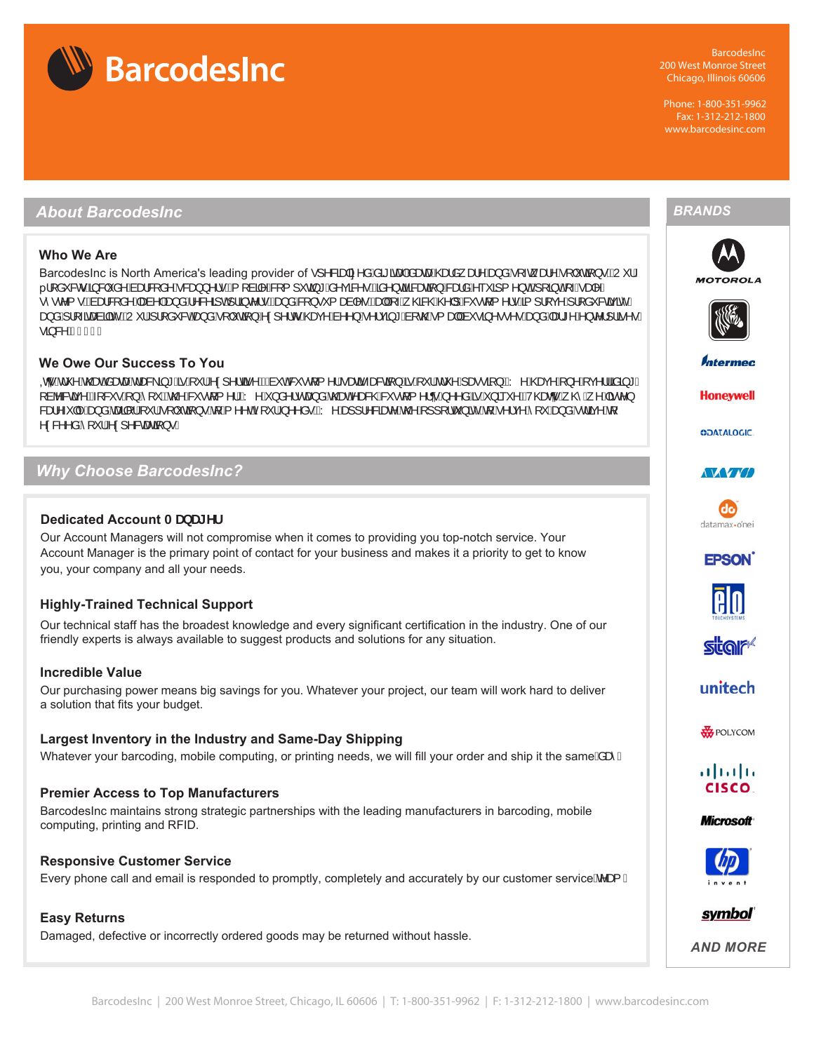# BarcodesInc

BarcodesInc
200 West Monroe Street
Chicago, Illinois 60606

Phone: 1-800-351-9962
Fax: 1-312-212-1800
www.barcodesinc.com

## About BarcodesInc

### Who We Are

BarcodesInc is North America's leading provider of specialized data collection hardware and software solutions. Our products include barcode scanners, mobile computing devices, identification card equipment, point of sale systems, barcode label and receipt printers, and consumables. All of which help customers improve productivity and profitability. Our products and solutions experts have been serving both small businesses and large enterprises since 1998.

### We Owe Our Success To You

It's true that data tracking is our expertise, but customer satisfaction is our passion. We have one overriding objective: focus on you, the customer. We understand that each customer's need is unique. That's why we listen carefully and tailor our solutions to meet your needs. We appreciate the opportunity to serve you and strive to exceed your expectations.

## Why Choose BarcodesInc?

### Dedicated Account Manager

Our Account Managers will not compromise when it comes to providing you top-notch service. Your Account Manager is the primary point of contact for your business and makes it a priority to get to know you, your company and all your needs.

### Highly-Trained Technical Support

Our technical staff has the broadest knowledge and every significant certification in the industry. One of our friendly experts is always available to suggest products and solutions for any situation.

### Incredible Value

Our purchasing power means big savings for you. Whatever your project, our team will work hard to deliver a solution that fits your budget.

### Largest Inventory in the Industry and Same-Day Shipping

Whatever your barcoding, mobile computing, or printing needs, we will fill your order and ship it the same day.

### Premier Access to Top Manufacturers

BarcodesInc maintains strong strategic partnerships with the leading manufacturers in barcoding, mobile computing, printing and RFID.

### Responsive Customer Service

Every phone call and email is responded to promptly, completely and accurately by our customer service team.

### Easy Returns

Damaged, defective or incorrectly ordered goods may be returned without hassle.

## BRANDS

MOTOROLA
Zebra
Intermec
Honeywell
DATALOGIC
SATO
datamax-o'neil
EPSON
elo TOUCHSYSTEMS
star
unitech
POLYCOM
CISCO
Microsoft
hp invent
symbol

AND MORE